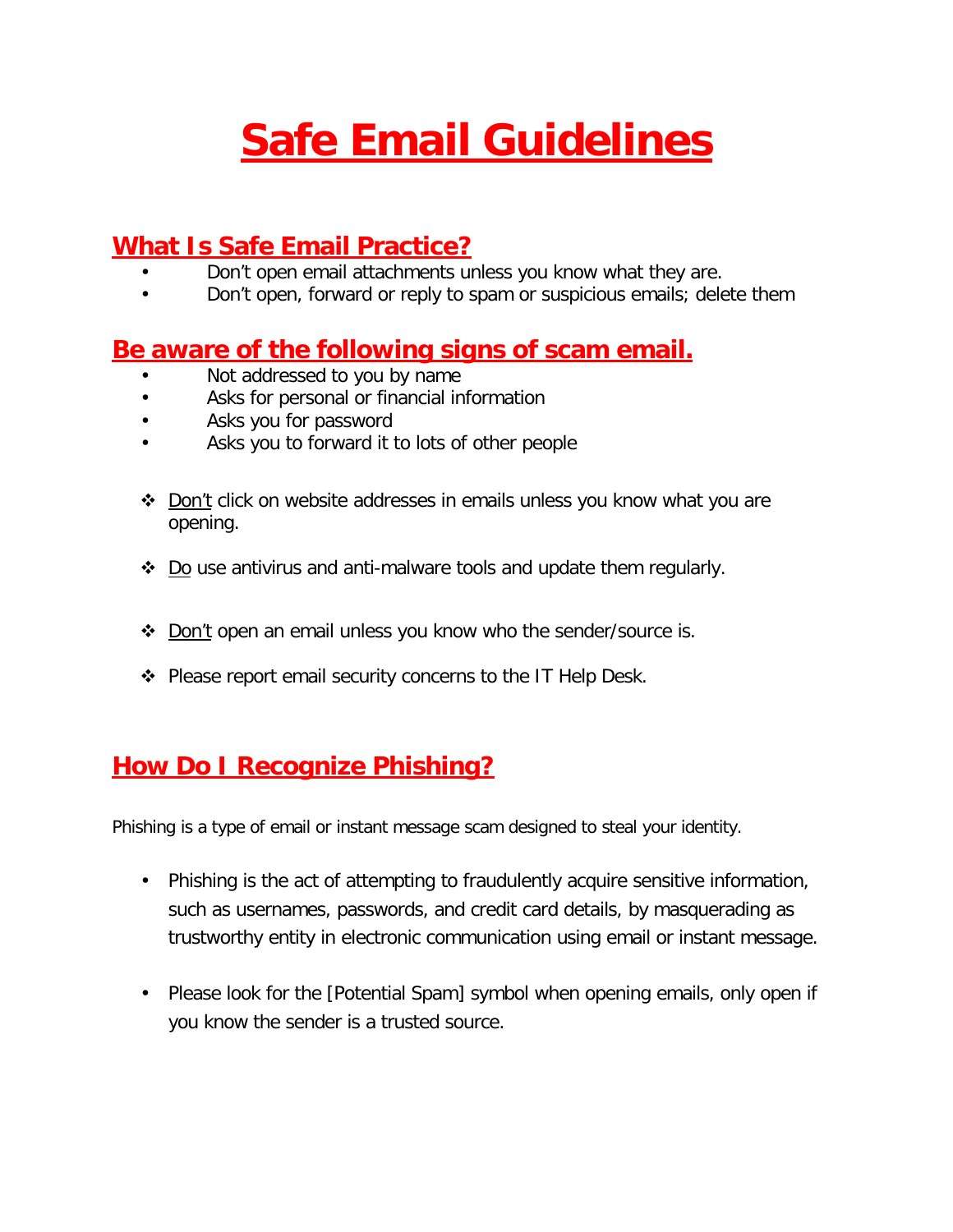# Safe Email Guidelines

## What Is Safe Email Practice?

- Don't open email attachments unless you know what they are.
- Don't open, forward or reply to spam or suspicious emails; delete them

## Be aware of the following signs of scam email.

- Not addressed to you by name
- Asks for personal or financial information
- Asks you for password
- Asks you to forward it to lots of other people

- Don't click on website addresses in emails unless you know what you are opening.
- Do use antivirus and anti-malware tools and update them regularly.
- Don't open an email unless you know who the sender/source is.
- Please report email security concerns to the IT Help Desk.

## How Do I Recognize Phishing?

Phishing is a type of email or instant message scam designed to steal your identity.

- Phishing is the act of attempting to fraudulently acquire sensitive information, such as usernames, passwords, and credit card details, by masquerading as trustworthy entity in electronic communication using email or instant message.
- Please look for the [Potential Spam] symbol when opening emails, only open if you know the sender is a trusted source.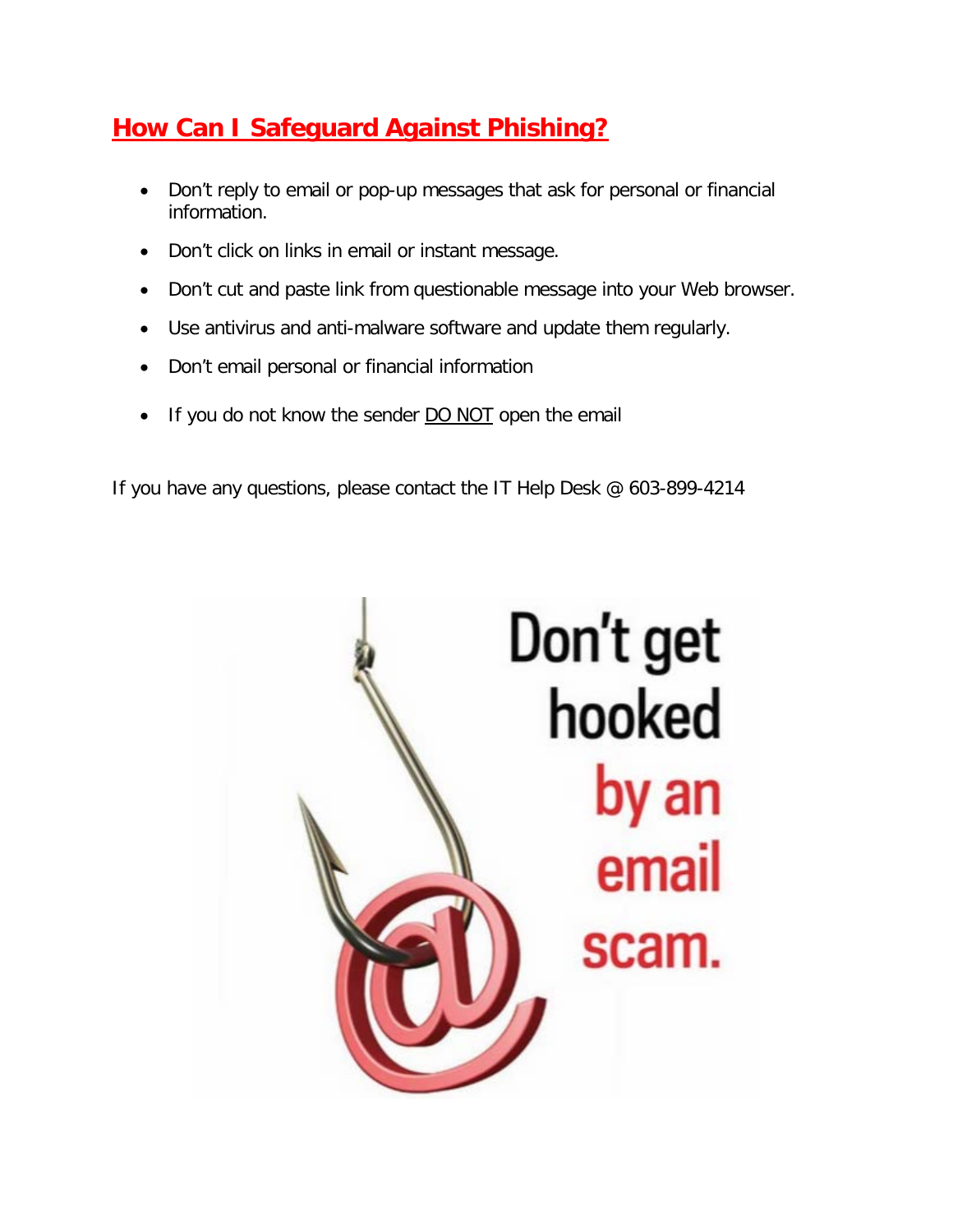## How Can I Safeguard Against Phishing?

- Don't reply to email or pop-up messages that ask for personal or financial information.
- Don't click on links in email or instant message.
- Don't cut and paste link from questionable message into your Web browser.
- Use antivirus and anti-malware software and update them regularly.
- Don't email personal or financial information
- If you do not know the sender DO NOT open the email

If you have any questions, please contact the IT Help Desk @ 603-899-4214

Don't get hooked by an email scam.